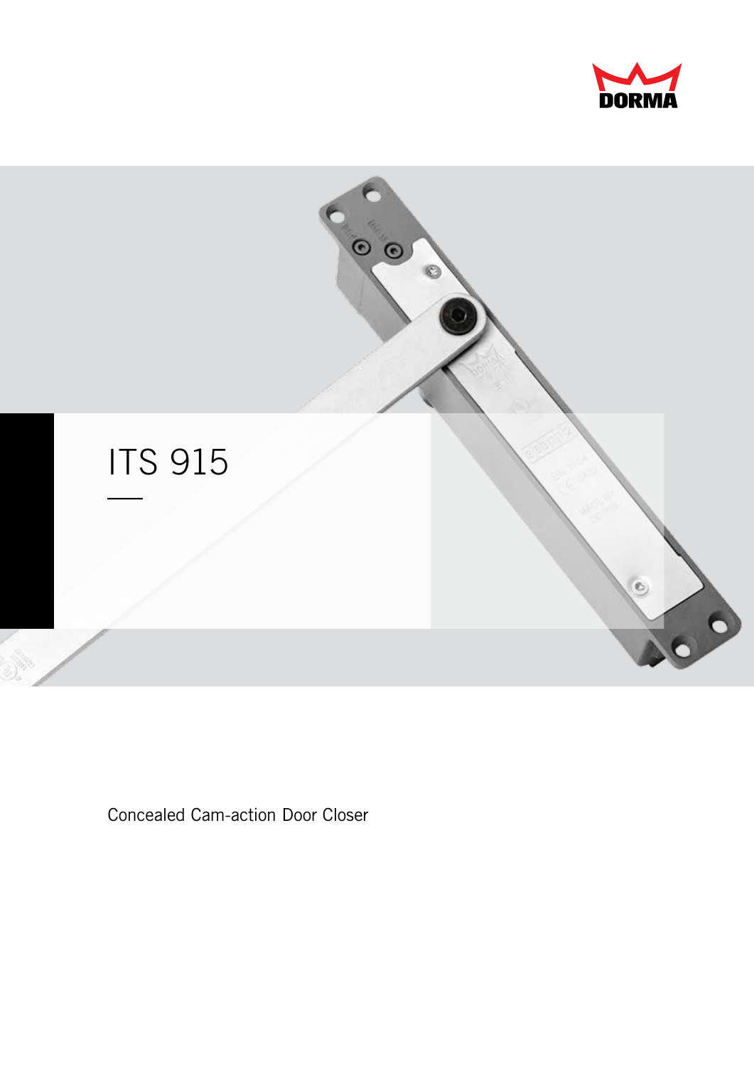DORMA

# ITS 915

Concealed Cam-action Door Closer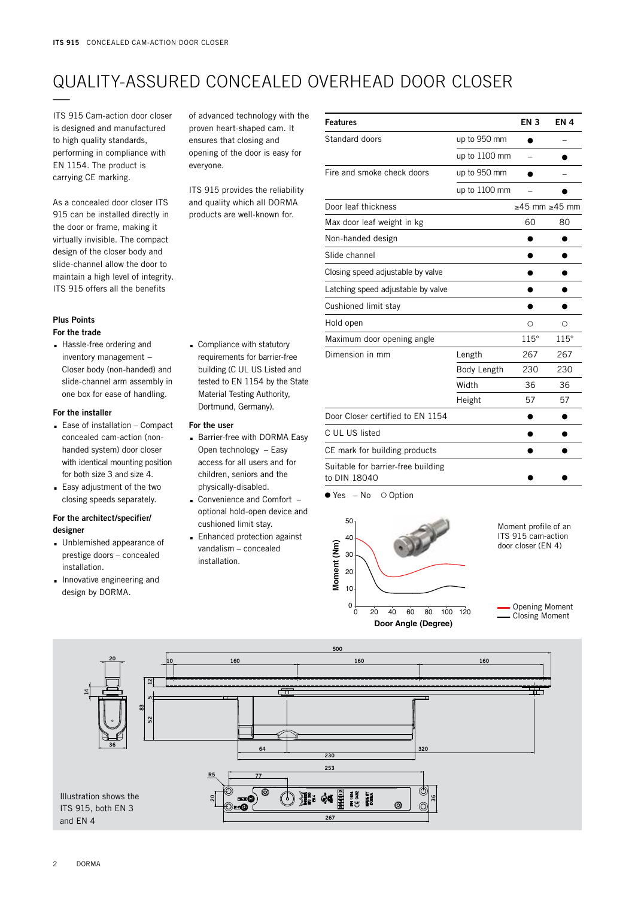# QUALITY-ASSURED CONCEALED OVERHEAD DOOR CLOSER

ITS 915 Cam-action door closer is designed and manufactured to high quality standards, performing in compliance with EN 1154. The product is carrying CE marking.

As a concealed door closer ITS 915 can be installed directly in the door or frame, making it virtually invisible. The compact design of the closer body and slide-channel allow the door to maintain a high level of integrity. ITS 915 offers all the benefits of advanced technology with the proven heart-shaped cam. It ensures that closing and opening of the door is easy for everyone.

ITS 915 provides the reliability and quality which all DORMA products are well-known for.

### Plus Points

#### For the trade

- Hassle-free ordering and inventory management – Closer body (non-handed) and slide-channel arm assembly in one box for ease of handling.

#### For the installer

- Ease of installation – Compact concealed cam-action (non-handed system) door closer with identical mounting position for both size 3 and size 4.
- Easy adjustment of the two closing speeds separately.

#### For the architect/specifier/designer

- Unblemished appearance of prestige doors – concealed installation.
- Innovative engineering and design by DORMA.
- Compliance with statutory requirements for barrier-free building (C UL US Listed and tested to EN 1154 by the State Material Testing Authority, Dortmund, Germany).

#### For the user

- Barrier-free with DORMA Easy Open technology – Easy access for all users and for children, seniors and the physically-disabled.
- Convenience and Comfort – optional hold-open device and cushioned limit stay.
- Enhanced protection against vandalism – concealed installation.

| Features | | EN 3 | EN 4 |
|---|---|---|---|
| Standard doors | up to 950 mm | ● | – |
| | up to 1100 mm | – | ● |
| Fire and smoke check doors | up to 950 mm | ● | – |
| | up to 1100 mm | – | ● |
| Door leaf thickness | | ≥45 mm | ≥45 mm |
| Max door leaf weight in kg | | 60 | 80 |
| Non-handed design | | ● | ● |
| Slide channel | | ● | ● |
| Closing speed adjustable by valve | | ● | ● |
| Latching speed adjustable by valve | | ● | ● |
| Cushioned limit stay | | ● | ● |
| Hold open | | ○ | ○ |
| Maximum door opening angle | | 115° | 115° |
| Dimension in mm | Length | 267 | 267 |
| | Body Length | 230 | 230 |
| | Width | 36 | 36 |
| | Height | 57 | 57 |
| Door Closer certified to EN 1154 | | ● | ● |
| C UL US listed | | ● | ● |
| CE mark for building products | | ● | ● |
| Suitable for barrier-free building to DIN 18040 | | ● | ● |

● Yes – No ○ Option

Moment profile of an ITS 915 cam-action door closer (EN 4)

Opening Moment / Closing Moment — Moment (Nm) vs. Door Angle (Degree)

Illustration shows the ITS 915, both EN 3 and EN 4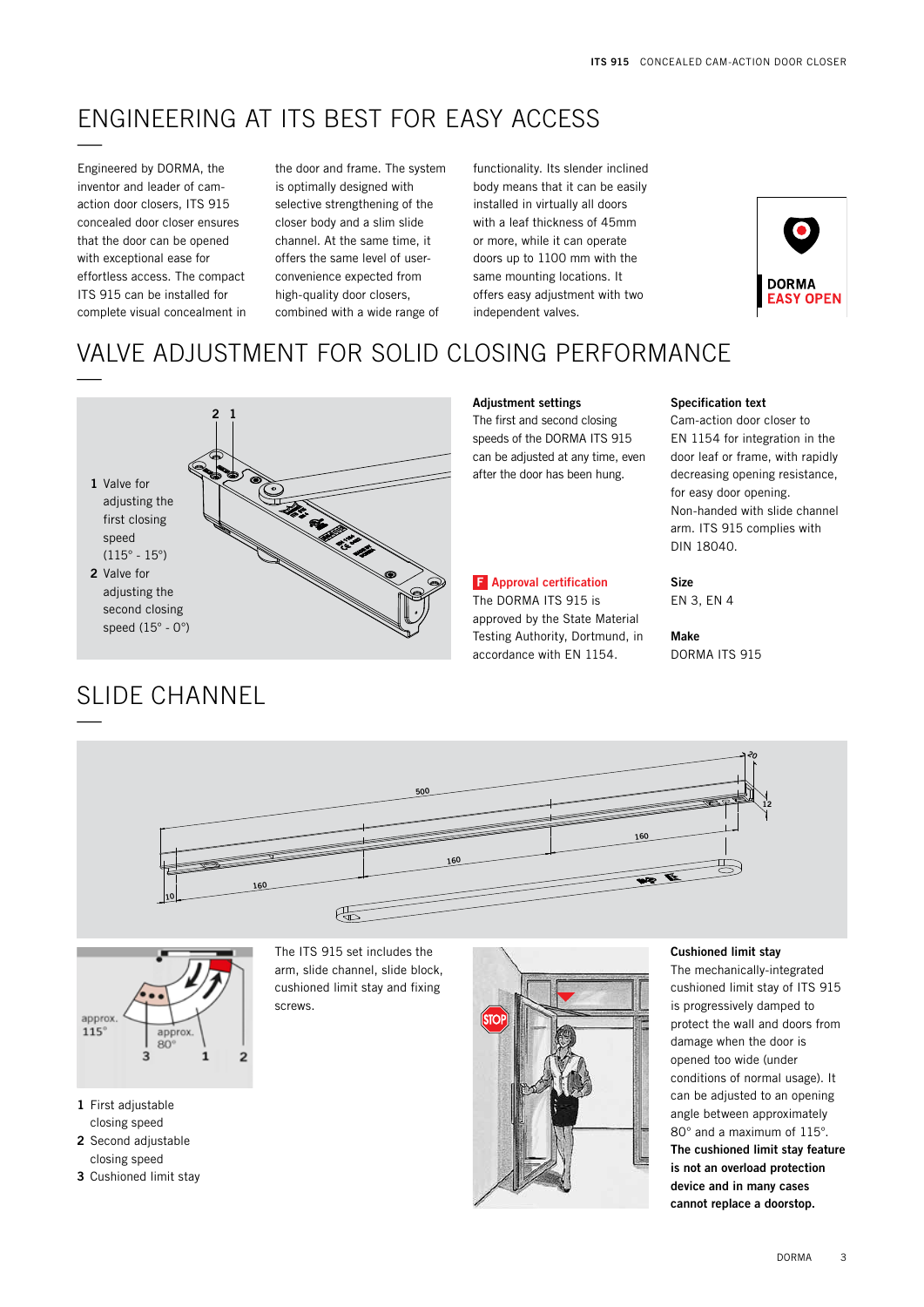# ENGINEERING AT ITS BEST FOR EASY ACCESS

Engineered by DORMA, the inventor and leader of cam-action door closers, ITS 915 concealed door closer ensures that the door can be opened with exceptional ease for effortless access. The compact ITS 915 can be installed for complete visual concealment in the door and frame. The system is optimally designed with selective strengthening of the closer body and a slim slide channel. At the same time, it offers the same level of user-convenience expected from high-quality door closers, combined with a wide range of functionality. Its slender inclined body means that it can be easily installed in virtually all doors with a leaf thickness of 45mm or more, while it can operate doors up to 1100 mm with the same mounting locations. It offers easy adjustment with two independent valves.

**DORMA EASY OPEN**

# VALVE ADJUSTMENT FOR SOLID CLOSING PERFORMANCE

**1** Valve for adjusting the first closing speed (115° - 15°)

**2** Valve for adjusting the second closing speed (15° - 0°)

**Adjustment settings**

The first and second closing speeds of the DORMA ITS 915 can be adjusted at any time, even after the door has been hung.

**Approval certification**

The DORMA ITS 915 is approved by the State Material Testing Authority, Dortmund, in accordance with EN 1154.

**Specification text**

Cam-action door closer to EN 1154 for integration in the door leaf or frame, with rapidly decreasing opening resistance, for easy door opening. Non-handed with slide channel arm. ITS 915 complies with DIN 18040.

**Size**

EN 3, EN 4

**Make**

DORMA ITS 915

# SLIDE CHANNEL

approx. 115° approx. 80° 3 1 2

**1** First adjustable closing speed

**2** Second adjustable closing speed

**3** Cushioned limit stay

The ITS 915 set includes the arm, slide channel, slide block, cushioned limit stay and fixing screws.

**Cushioned limit stay**

The mechanically-integrated cushioned limit stay of ITS 915 is progressively damped to protect the wall and doors from damage when the door is opened too wide (under conditions of normal usage). It can be adjusted to an opening angle between approximately 80° and a maximum of 115°. **The cushioned limit stay feature is not an overload protection device and in many cases cannot replace a doorstop.**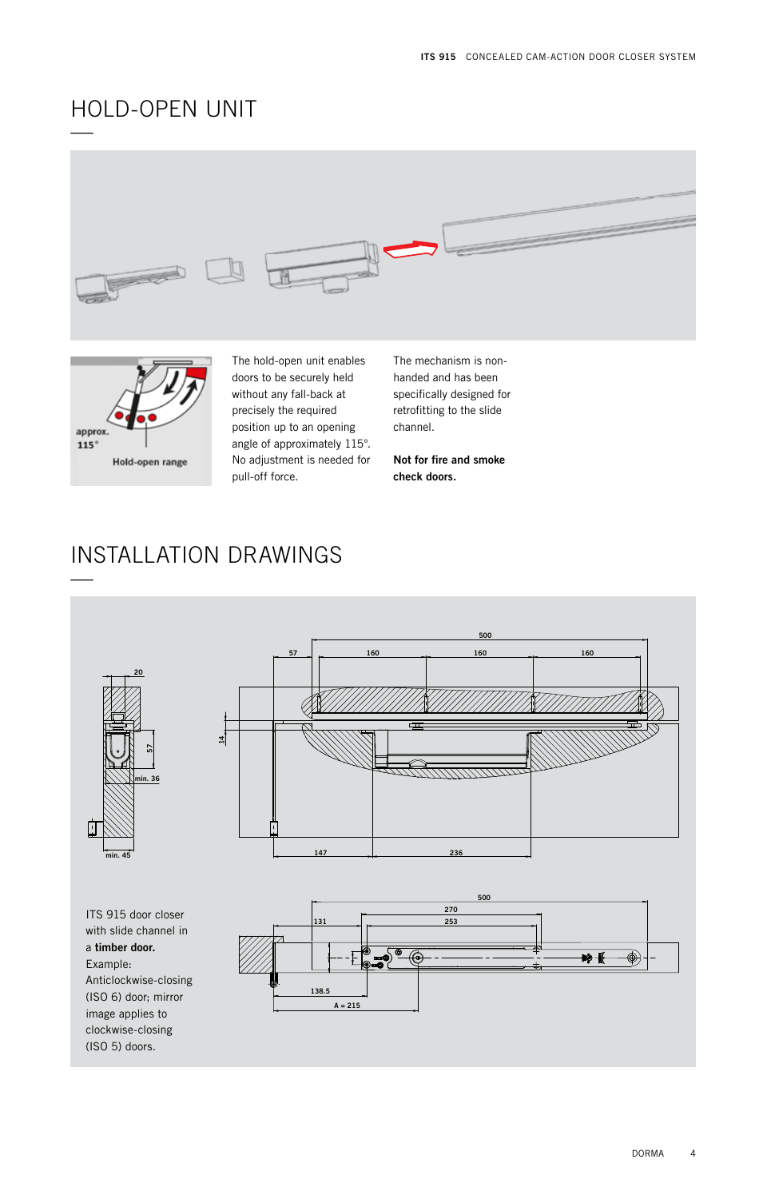# HOLD-OPEN UNIT

The hold-open unit enables doors to be securely held without any fall-back at precisely the required position up to an opening angle of approximately 115°. No adjustment is needed for pull-off force.

The mechanism is non-handed and has been specifically designed for retrofitting to the slide channel.

**Not for fire and smoke check doors.**

# INSTALLATION DRAWINGS

ITS 915 door closer with slide channel in a **timber door.** Example: Anticlockwise-closing (ISO 6) door; mirror image applies to clockwise-closing (ISO 5) doors.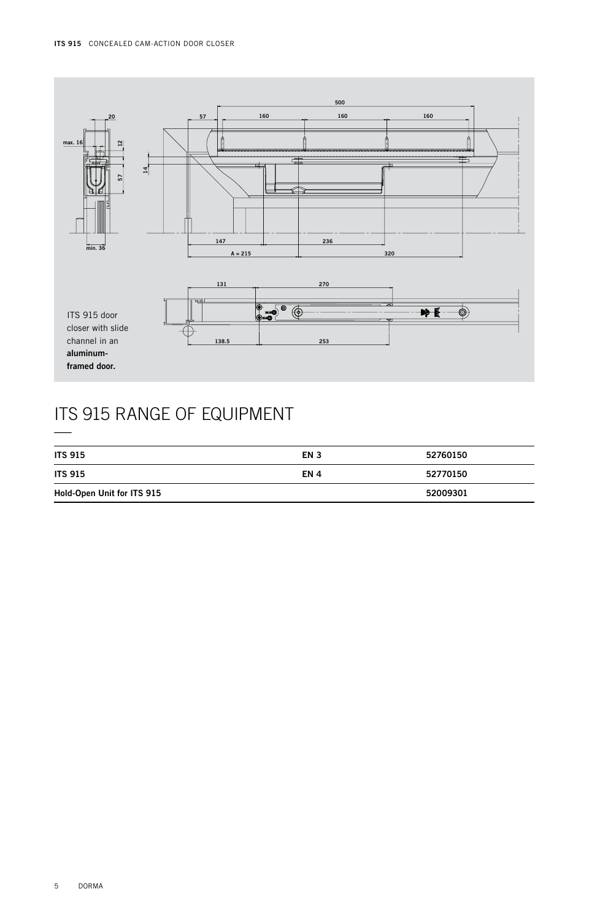ITS 915 door closer with slide channel in an **aluminum-framed door.**

# ITS 915 RANGE OF EQUIPMENT

| | | |
|---|---|---|
| **ITS 915** | **EN 3** | **52760150** |
| **ITS 915** | **EN 4** | **52770150** |
| **Hold-Open Unit for ITS 915** | | **52009301** |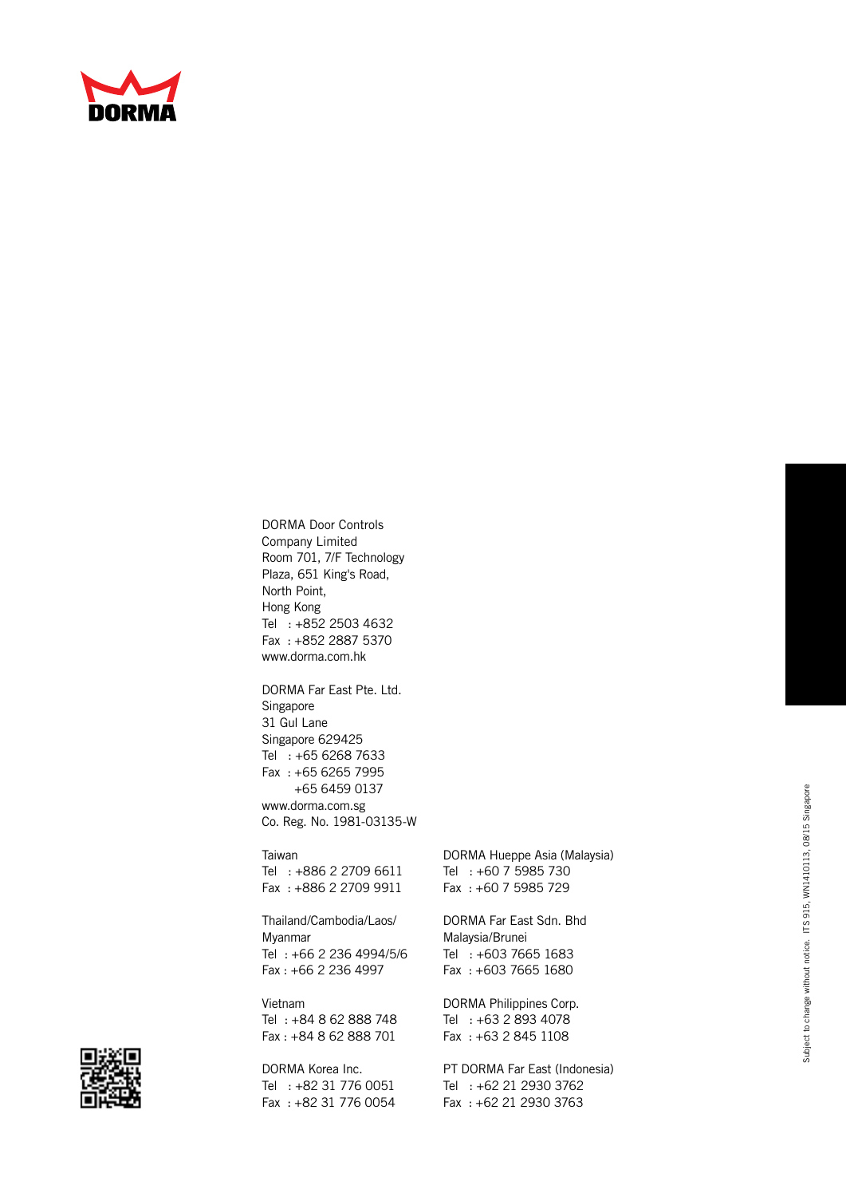DORMA

DORMA Door Controls
Company Limited
Room 701, 7/F Technology
Plaza, 651 King's Road,
North Point,
Hong Kong
Tel : +852 2503 4632
Fax : +852 2887 5370
www.dorma.com.hk

DORMA Far East Pte. Ltd.
Singapore
31 Gul Lane
Singapore 629425
Tel : +65 6268 7633
Fax : +65 6265 7995
+65 6459 0137
www.dorma.com.sg
Co. Reg. No. 1981-03135-W

Taiwan
Tel : +886 2 2709 6611
Fax : +886 2 2709 9911

Thailand/Cambodia/Laos/
Myanmar
Tel : +66 2 236 4994/5/6
Fax : +66 2 236 4997

Vietnam
Tel : +84 8 62 888 748
Fax : +84 8 62 888 701

DORMA Korea Inc.
Tel : +82 31 776 0051
Fax : +82 31 776 0054

DORMA Hueppe Asia (Malaysia)
Tel : +60 7 5985 730
Fax : +60 7 5985 729

DORMA Far East Sdn. Bhd
Malaysia/Brunei
Tel : +603 7665 1683
Fax : +603 7665 1680

DORMA Philippines Corp.
Tel : +63 2 893 4078
Fax : +63 2 845 1108

PT DORMA Far East (Indonesia)
Tel : +62 21 2930 3762
Fax : +62 21 2930 3763

Subject to change without notice. ITS 915, WN14101113, 08/15 Singapore